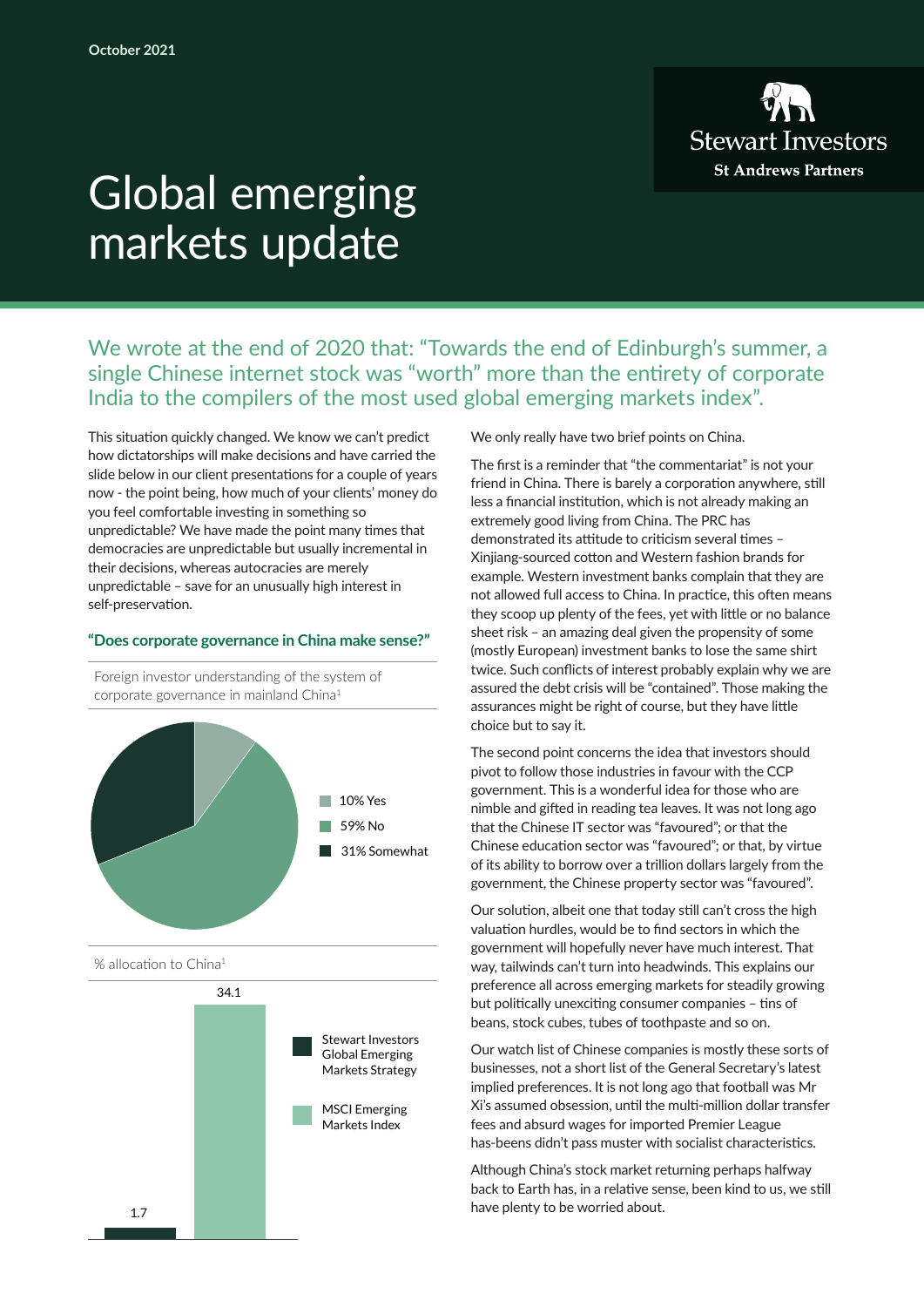October 2021

# Global emerging markets update

Stewart Investors
St Andrews Partners

## We wrote at the end of 2020 that: "Towards the end of Edinburgh's summer, a single Chinese internet stock was "worth" more than the entirety of corporate India to the compilers of the most used global emerging markets index".

This situation quickly changed. We know we can't predict how dictatorships will make decisions and have carried the slide below in our client presentations for a couple of years now - the point being, how much of your clients' money do you feel comfortable investing in something so unpredictable? We have made the point many times that democracies are unpredictable but usually incremental in their decisions, whereas autocracies are merely unpredictable – save for an unusually high interest in self-preservation.

### "Does corporate governance in China make sense?"

Foreign investor understanding of the system of corporate governance in mainland China[1]

- 10% Yes
- 59% No
- 31% Somewhat

% allocation to China[1]

| | % allocation to China |
|---|---|
| Stewart Investors Global Emerging Markets Strategy | 1.7 |
| MSCI Emerging Markets Index | 34.1 |

We only really have two brief points on China.

The first is a reminder that "the commentariat" is not your friend in China. There is barely a corporation anywhere, still less a financial institution, which is not already making an extremely good living from China. The PRC has demonstrated its attitude to criticism several times – Xinjiang-sourced cotton and Western fashion brands for example. Western investment banks complain that they are not allowed full access to China. In practice, this often means they scoop up plenty of the fees, yet with little or no balance sheet risk – an amazing deal given the propensity of some (mostly European) investment banks to lose the same shirt twice. Such conflicts of interest probably explain why we are assured the debt crisis will be "contained". Those making the assurances might be right of course, but they have little choice but to say it.

The second point concerns the idea that investors should pivot to follow those industries in favour with the CCP government. This is a wonderful idea for those who are nimble and gifted in reading tea leaves. It was not long ago that the Chinese IT sector was "favoured"; or that the Chinese education sector was "favoured"; or that, by virtue of its ability to borrow over a trillion dollars largely from the government, the Chinese property sector was "favoured".

Our solution, albeit one that today still can't cross the high valuation hurdles, would be to find sectors in which the government will hopefully never have much interest. That way, tailwinds can't turn into headwinds. This explains our preference all across emerging markets for steadily growing but politically unexciting consumer companies – tins of beans, stock cubes, tubes of toothpaste and so on.

Our watch list of Chinese companies is mostly these sorts of businesses, not a short list of the General Secretary's latest implied preferences. It is not long ago that football was Mr Xi's assumed obsession, until the multi-million dollar transfer fees and absurd wages for imported Premier League has-beens didn't pass muster with socialist characteristics.

Although China's stock market returning perhaps halfway back to Earth has, in a relative sense, been kind to us, we still have plenty to be worried about.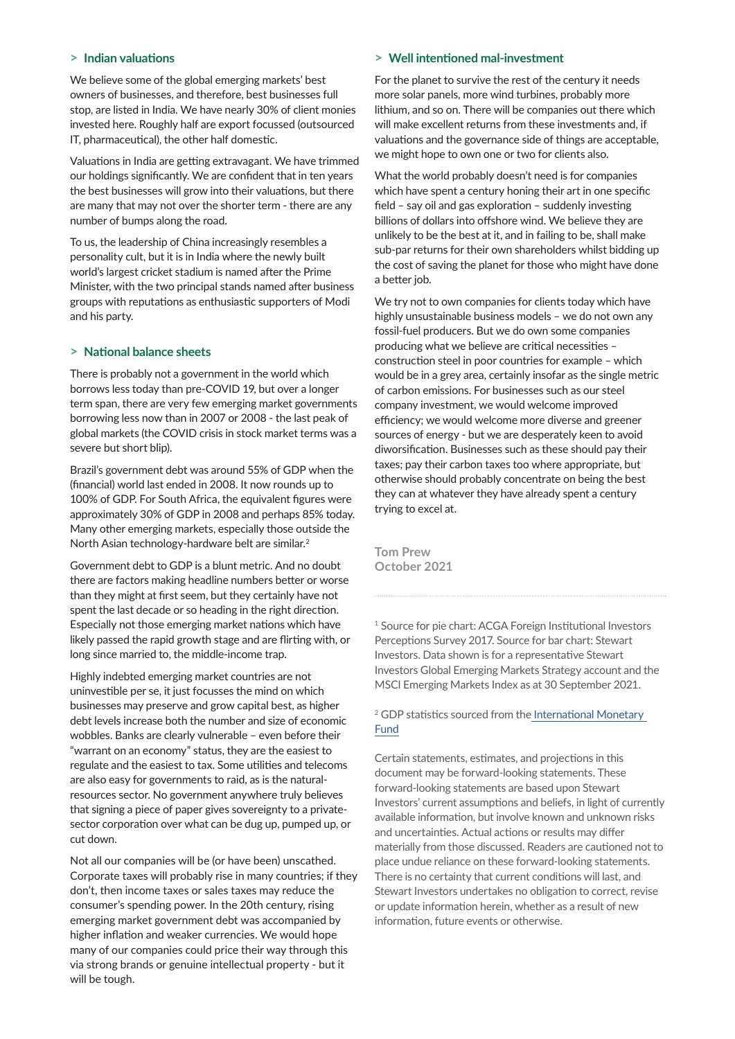## > Indian valuations

We believe some of the global emerging markets' best owners of businesses, and therefore, best businesses full stop, are listed in India. We have nearly 30% of client monies invested here. Roughly half are export focussed (outsourced IT, pharmaceutical), the other half domestic.

Valuations in India are getting extravagant. We have trimmed our holdings significantly. We are confident that in ten years the best businesses will grow into their valuations, but there are many that may not over the shorter term - there are any number of bumps along the road.

To us, the leadership of China increasingly resembles a personality cult, but it is in India where the newly built world's largest cricket stadium is named after the Prime Minister, with the two principal stands named after business groups with reputations as enthusiastic supporters of Modi and his party.

## > National balance sheets

There is probably not a government in the world which borrows less today than pre-COVID 19, but over a longer term span, there are very few emerging market governments borrowing less now than in 2007 or 2008 - the last peak of global markets (the COVID crisis in stock market terms was a severe but short blip).

Brazil's government debt was around 55% of GDP when the (financial) world last ended in 2008. It now rounds up to 100% of GDP. For South Africa, the equivalent figures were approximately 30% of GDP in 2008 and perhaps 85% today. Many other emerging markets, especially those outside the North Asian technology-hardware belt are similar.[2]

Government debt to GDP is a blunt metric. And no doubt there are factors making headline numbers better or worse than they might at first seem, but they certainly have not spent the last decade or so heading in the right direction. Especially not those emerging market nations which have likely passed the rapid growth stage and are flirting with, or long since married to, the middle-income trap.

Highly indebted emerging market countries are not uninvestible per se, it just focusses the mind on which businesses may preserve and grow capital best, as higher debt levels increase both the number and size of economic wobbles. Banks are clearly vulnerable – even before their "warrant on an economy" status, they are the easiest to regulate and the easiest to tax. Some utilities and telecoms are also easy for governments to raid, as is the natural-resources sector. No government anywhere truly believes that signing a piece of paper gives sovereignty to a private-sector corporation over what can be dug up, pumped up, or cut down.

Not all our companies will be (or have been) unscathed. Corporate taxes will probably rise in many countries; if they don't, then income taxes or sales taxes may reduce the consumer's spending power. In the 20th century, rising emerging market government debt was accompanied by higher inflation and weaker currencies. We would hope many of our companies could price their way through this via strong brands or genuine intellectual property - but it will be tough.

## > Well intentioned mal-investment

For the planet to survive the rest of the century it needs more solar panels, more wind turbines, probably more lithium, and so on. There will be companies out there which will make excellent returns from these investments and, if valuations and the governance side of things are acceptable, we might hope to own one or two for clients also.

What the world probably doesn't need is for companies which have spent a century honing their art in one specific field – say oil and gas exploration – suddenly investing billions of dollars into offshore wind. We believe they are unlikely to be the best at it, and in failing to be, shall make sub-par returns for their own shareholders whilst bidding up the cost of saving the planet for those who might have done a better job.

We try not to own companies for clients today which have highly unsustainable business models – we do not own any fossil-fuel producers. But we do own some companies producing what we believe are critical necessities – construction steel in poor countries for example – which would be in a grey area, certainly insofar as the single metric of carbon emissions. For businesses such as our steel company investment, we would welcome improved efficiency; we would welcome more diverse and greener sources of energy - but we are desperately keen to avoid diworsification. Businesses such as these should pay their taxes; pay their carbon taxes too where appropriate, but otherwise should probably concentrate on being the best they can at whatever they have already spent a century trying to excel at.

**Tom Prew**
**October 2021**

---

[1] Source for pie chart: ACGA Foreign Institutional Investors Perceptions Survey 2017. Source for bar chart: Stewart Investors. Data shown is for a representative Stewart Investors Global Emerging Markets Strategy account and the MSCI Emerging Markets Index as at 30 September 2021.

[2] GDP statistics sourced from the International Monetary Fund

Certain statements, estimates, and projections in this document may be forward-looking statements. These forward-looking statements are based upon Stewart Investors' current assumptions and beliefs, in light of currently available information, but involve known and unknown risks and uncertainties. Actual actions or results may differ materially from those discussed. Readers are cautioned not to place undue reliance on these forward-looking statements. There is no certainty that current conditions will last, and Stewart Investors undertakes no obligation to correct, revise or update information herein, whether as a result of new information, future events or otherwise.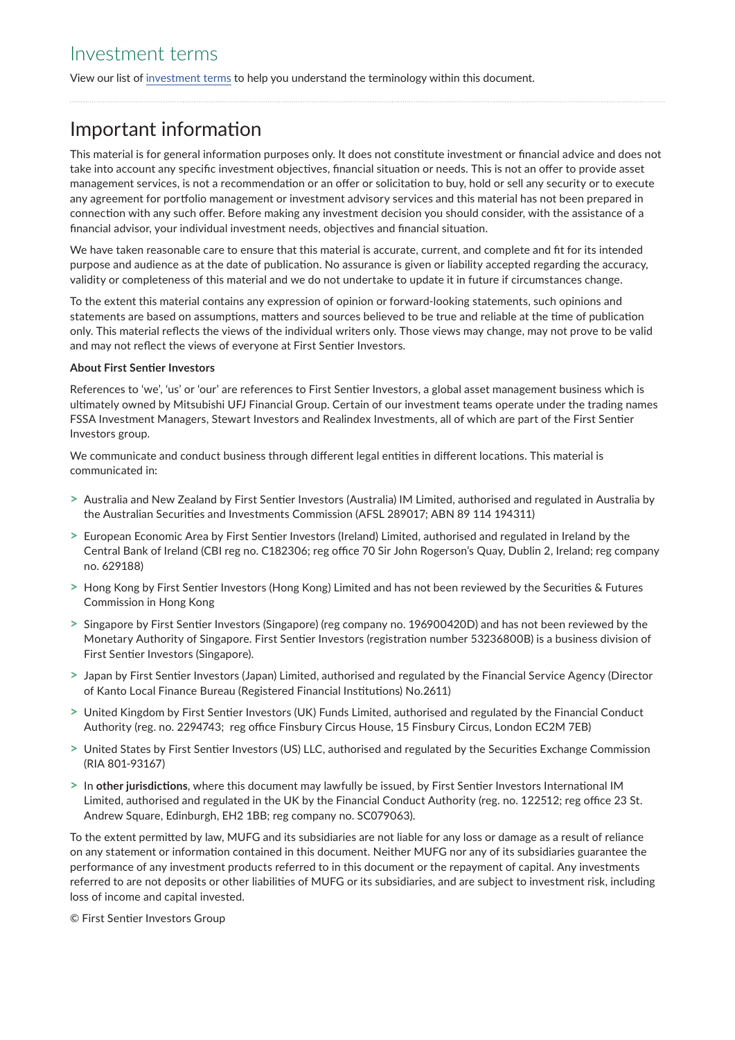## Investment terms

View our list of [investment terms] to help you understand the terminology within this document.

## Important information

This material is for general information purposes only. It does not constitute investment or financial advice and does not take into account any specific investment objectives, financial situation or needs. This is not an offer to provide asset management services, is not a recommendation or an offer or solicitation to buy, hold or sell any security or to execute any agreement for portfolio management or investment advisory services and this material has not been prepared in connection with any such offer. Before making any investment decision you should consider, with the assistance of a financial advisor, your individual investment needs, objectives and financial situation.

We have taken reasonable care to ensure that this material is accurate, current, and complete and fit for its intended purpose and audience as at the date of publication. No assurance is given or liability accepted regarding the accuracy, validity or completeness of this material and we do not undertake to update it in future if circumstances change.

To the extent this material contains any expression of opinion or forward-looking statements, such opinions and statements are based on assumptions, matters and sources believed to be true and reliable at the time of publication only. This material reflects the views of the individual writers only. Those views may change, may not prove to be valid and may not reflect the views of everyone at First Sentier Investors.

**About First Sentier Investors**

References to 'we', 'us' or 'our' are references to First Sentier Investors, a global asset management business which is ultimately owned by Mitsubishi UFJ Financial Group. Certain of our investment teams operate under the trading names FSSA Investment Managers, Stewart Investors and Realindex Investments, all of which are part of the First Sentier Investors group.

We communicate and conduct business through different legal entities in different locations. This material is communicated in:

- Australia and New Zealand by First Sentier Investors (Australia) IM Limited, authorised and regulated in Australia by the Australian Securities and Investments Commission (AFSL 289017; ABN 89 114 194311)
- European Economic Area by First Sentier Investors (Ireland) Limited, authorised and regulated in Ireland by the Central Bank of Ireland (CBI reg no. C182306; reg office 70 Sir John Rogerson's Quay, Dublin 2, Ireland; reg company no. 629188)
- Hong Kong by First Sentier Investors (Hong Kong) Limited and has not been reviewed by the Securities & Futures Commission in Hong Kong
- Singapore by First Sentier Investors (Singapore) (reg company no. 196900420D) and has not been reviewed by the Monetary Authority of Singapore. First Sentier Investors (registration number 53236800B) is a business division of First Sentier Investors (Singapore).
- Japan by First Sentier Investors (Japan) Limited, authorised and regulated by the Financial Service Agency (Director of Kanto Local Finance Bureau (Registered Financial Institutions) No.2611)
- United Kingdom by First Sentier Investors (UK) Funds Limited, authorised and regulated by the Financial Conduct Authority (reg. no. 2294743; reg office Finsbury Circus House, 15 Finsbury Circus, London EC2M 7EB)
- United States by First Sentier Investors (US) LLC, authorised and regulated by the Securities Exchange Commission (RIA 801-93167)
- In **other jurisdictions**, where this document may lawfully be issued, by First Sentier Investors International IM Limited, authorised and regulated in the UK by the Financial Conduct Authority (reg. no. 122512; reg office 23 St. Andrew Square, Edinburgh, EH2 1BB; reg company no. SC079063).

To the extent permitted by law, MUFG and its subsidiaries are not liable for any loss or damage as a result of reliance on any statement or information contained in this document. Neither MUFG nor any of its subsidiaries guarantee the performance of any investment products referred to in this document or the repayment of capital. Any investments referred to are not deposits or other liabilities of MUFG or its subsidiaries, and are subject to investment risk, including loss of income and capital invested.

© First Sentier Investors Group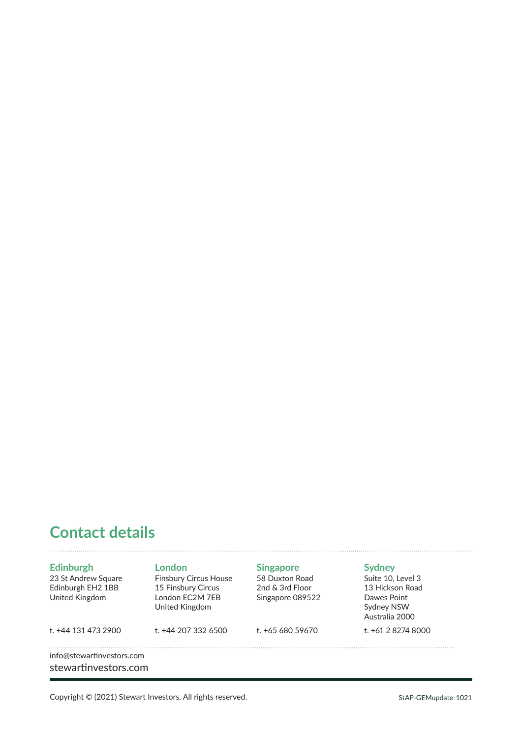## Contact details

### Edinburgh
23 St Andrew Square
Edinburgh EH2 1BB
United Kingdom

t. +44 131 473 2900

### London
Finsbury Circus House
15 Finsbury Circus
London EC2M 7EB
United Kingdom

t. +44 207 332 6500

### Singapore
58 Duxton Road
2nd & 3rd Floor
Singapore 089522

t. +65 680 59670

### Sydney
Suite 10, Level 3
13 Hickson Road
Dawes Point
Sydney NSW
Australia 2000

t. +61 2 8274 8000

info@stewartinvestors.com
stewartinvestors.com

Copyright © (2021) Stewart Investors. All rights reserved.

StAP-GEMupdate-1021